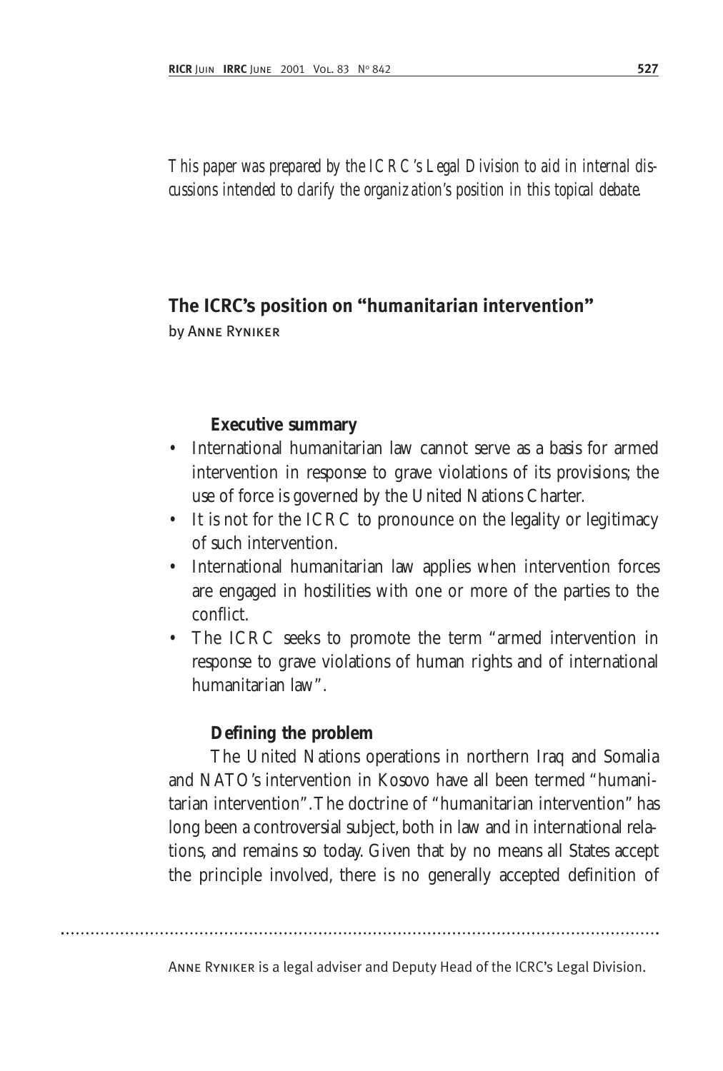*This paper was prepared by the ICRC's Legal Division to aid in internal discussions intended to clarify the organization's position in this topical debate.*

## The ICRC's position on "humanitarian intervention"

by Anne Ryniker

### Executive summary

- International humanitarian law cannot serve as a basis for armed intervention in response to grave violations of its provisions; the use of force is governed by the United Nations Charter.
- It is not for the ICRC to pronounce on the legality or legitimacy of such intervention.
- International humanitarian law applies when intervention forces are engaged in hostilities with one or more of the parties to the conflict.
- The ICRC seeks to promote the term "armed intervention in response to grave violations of human rights and of international humanitarian law".

### Defining the problem

The United Nations operations in northern Iraq and Somalia and NATO's intervention in Kosovo have all been termed "humanitarian intervention". The doctrine of "humanitarian intervention" has long been a controversial subject, both in law and in international relations, and remains so today. Given that by no means all States accept the principle involved, there is no generally accepted definition of

Anne Ryniker is a legal adviser and Deputy Head of the ICRC's Legal Division.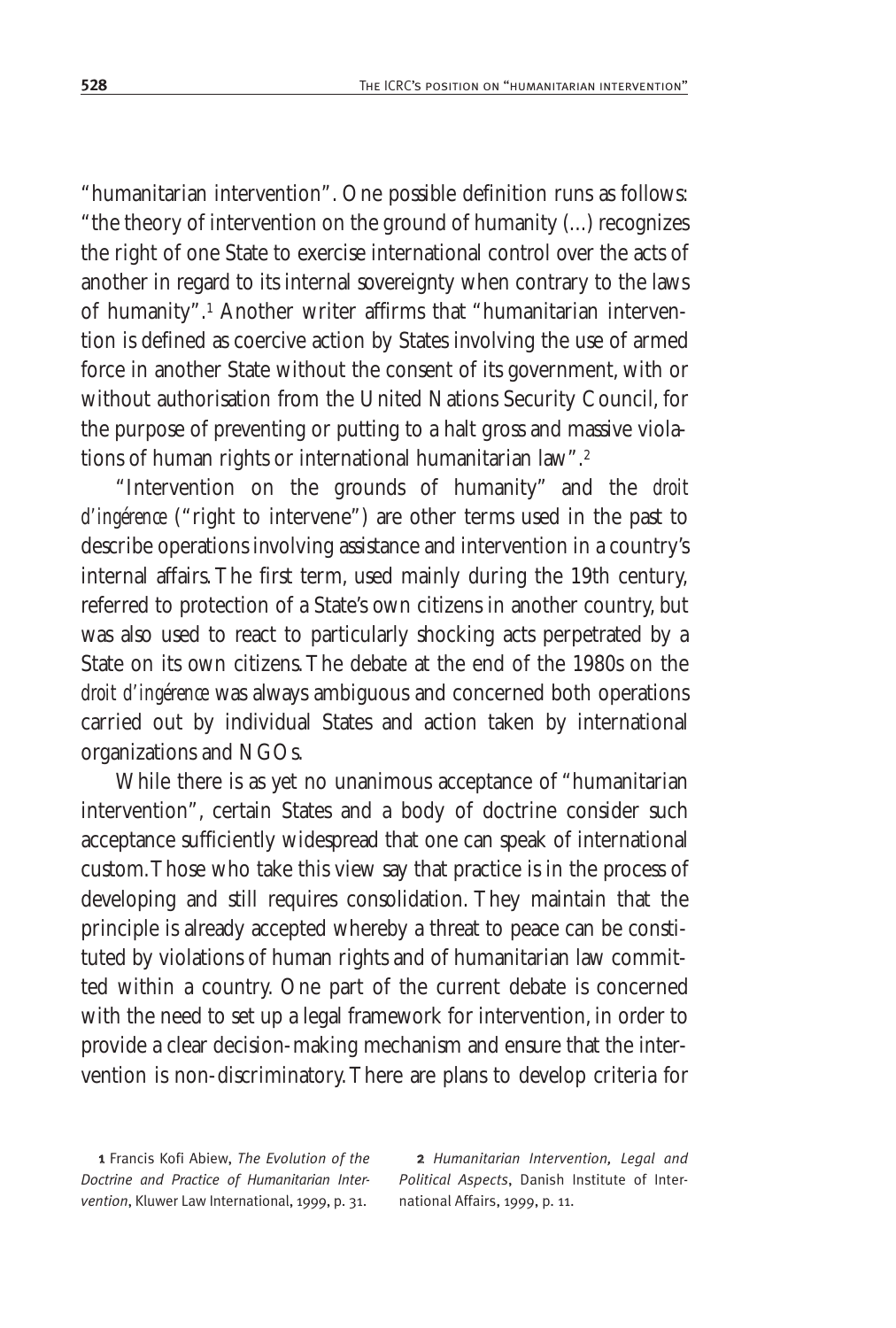"humanitarian intervention". One possible definition runs as follows: "the theory of intervention on the ground of humanity (...) recognizes the right of one State to exercise international control over the acts of another in regard to its internal sovereignty when contrary to the laws of humanity".[1] Another writer affirms that "humanitarian intervention is defined as coercive action by States involving the use of armed force in another State without the consent of its government, with or without authorisation from the United Nations Security Council, for the purpose of preventing or putting to a halt gross and massive violations of human rights or international humanitarian law".[2]

"Intervention on the grounds of humanity" and the *droit d'ingérence* ("right to intervene") are other terms used in the past to describe operations involving assistance and intervention in a country's internal affairs. The first term, used mainly during the 19th century, referred to protection of a State's own citizens in another country, but was also used to react to particularly shocking acts perpetrated by a State on its own citizens. The debate at the end of the 1980s on the *droit d'ingérence* was always ambiguous and concerned both operations carried out by individual States and action taken by international organizations and NGOs.

While there is as yet no unanimous acceptance of "humanitarian intervention", certain States and a body of doctrine consider such acceptance sufficiently widespread that one can speak of international custom. Those who take this view say that practice is in the process of developing and still requires consolidation. They maintain that the principle is already accepted whereby a threat to peace can be constituted by violations of human rights and of humanitarian law committed within a country. One part of the current debate is concerned with the need to set up a legal framework for intervention, in order to provide a clear decision-making mechanism and ensure that the intervention is non-discriminatory. There are plans to develop criteria for

1 Francis Kofi Abiew, *The Evolution of the Doctrine and Practice of Humanitarian Intervention*, Kluwer Law International, 1999, p. 31.

2 *Humanitarian Intervention, Legal and Political Aspects*, Danish Institute of International Affairs, 1999, p. 11.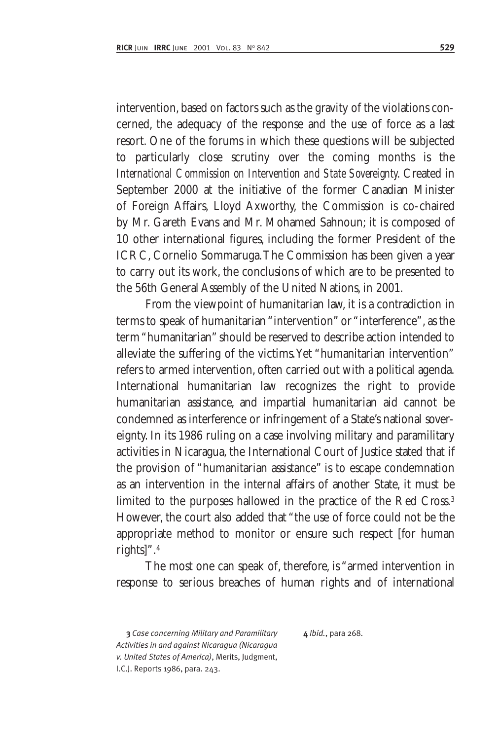intervention, based on factors such as the gravity of the violations concerned, the adequacy of the response and the use of force as a last resort. One of the forums in which these questions will be subjected to particularly close scrutiny over the coming months is the *International Commission on Intervention and State Sovereignty.* Created in September 2000 at the initiative of the former Canadian Minister of Foreign Affairs, Lloyd Axworthy, the Commission is co-chaired by Mr. Gareth Evans and Mr. Mohamed Sahnoun; it is composed of 10 other international figures, including the former President of the ICRC, Cornelio Sommaruga. The Commission has been given a year to carry out its work, the conclusions of which are to be presented to the 56th General Assembly of the United Nations, in 2001.

From the viewpoint of humanitarian law, it is a contradiction in terms to speak of humanitarian "intervention" or "interference", as the term "humanitarian" should be reserved to describe action intended to alleviate the suffering of the victims. Yet "humanitarian intervention" refers to armed intervention, often carried out with a political agenda. International humanitarian law recognizes the right to provide humanitarian assistance, and impartial humanitarian aid cannot be condemned as interference or infringement of a State's national sovereignty. In its 1986 ruling on a case involving military and paramilitary activities in Nicaragua, the International Court of Justice stated that if the provision of "humanitarian assistance" is to escape condemnation as an intervention in the internal affairs of another State, it must be limited to the purposes hallowed in the practice of the Red Cross.[3] However, the court also added that "the use of force could not be the appropriate method to monitor or ensure such respect [for human rights]".[4]

The most one can speak of, therefore, is "armed intervention in response to serious breaches of human rights and of international

---

**3** *Case concerning Military and Paramilitary Activities in and against Nicaragua (Nicaragua v. United States of America)*, Merits, Judgment, I.C.J. Reports 1986, para. 243.

**4** *Ibid.*, para 268.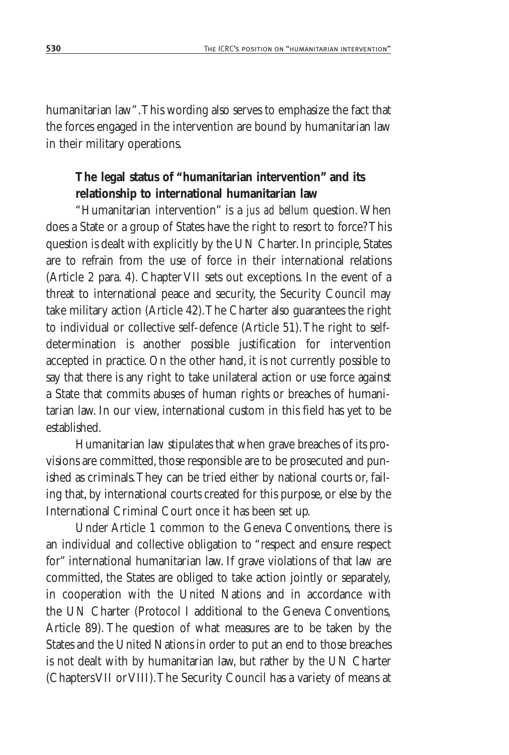humanitarian law". This wording also serves to emphasize the fact that the forces engaged in the intervention are bound by humanitarian law in their military operations.

## The legal status of "humanitarian intervention" and its relationship to international humanitarian law

"Humanitarian intervention" is a *jus ad bellum* question. When does a State or a group of States have the right to resort to force? This question is dealt with explicitly by the UN Charter. In principle, States are to refrain from the use of force in their international relations (Article 2 para. 4). Chapter VII sets out exceptions. In the event of a threat to international peace and security, the Security Council may take military action (Article 42). The Charter also guarantees the right to individual or collective self-defence (Article 51). The right to self-determination is another possible justification for intervention accepted in practice. On the other hand, it is not currently possible to say that there is any right to take unilateral action or use force against a State that commits abuses of human rights or breaches of humanitarian law. In our view, international custom in this field has yet to be established.

Humanitarian law stipulates that when grave breaches of its provisions are committed, those responsible are to be prosecuted and punished as criminals. They can be tried either by national courts or, failing that, by international courts created for this purpose, or else by the International Criminal Court once it has been set up.

Under Article 1 common to the Geneva Conventions, there is an individual and collective obligation to "respect and ensure respect for" international humanitarian law. If grave violations of that law are committed, the States are obliged to take action jointly or separately, in cooperation with the United Nations and in accordance with the UN Charter (Protocol I additional to the Geneva Conventions, Article 89). The question of what measures are to be taken by the States and the United Nations in order to put an end to those breaches is not dealt with by humanitarian law, but rather by the UN Charter (Chapters VII or VIII). The Security Council has a variety of means at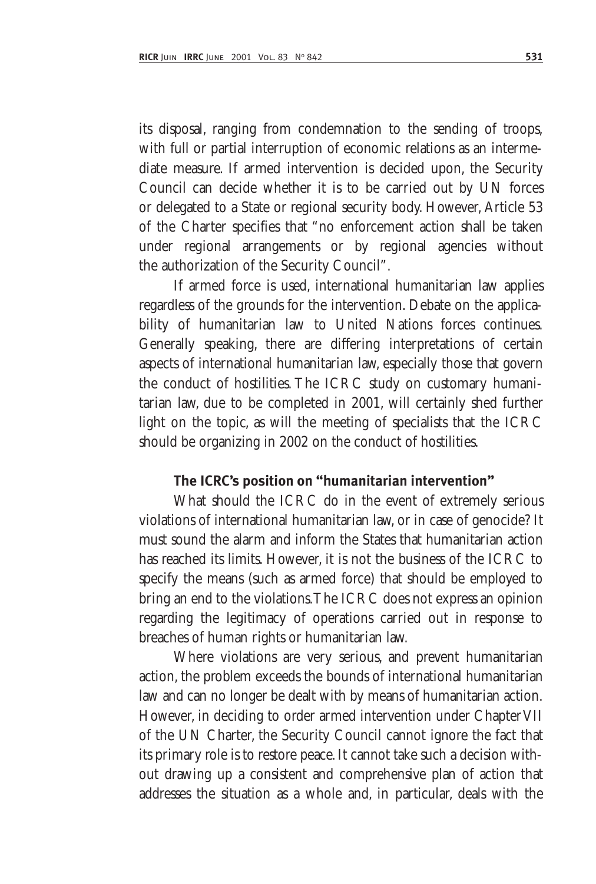its disposal, ranging from condemnation to the sending of troops, with full or partial interruption of economic relations as an intermediate measure. If armed intervention is decided upon, the Security Council can decide whether it is to be carried out by UN forces or delegated to a State or regional security body. However, Article 53 of the Charter specifies that "no enforcement action shall be taken under regional arrangements or by regional agencies without the authorization of the Security Council".

If armed force is used, international humanitarian law applies regardless of the grounds for the intervention. Debate on the applicability of humanitarian law to United Nations forces continues. Generally speaking, there are differing interpretations of certain aspects of international humanitarian law, especially those that govern the conduct of hostilities. The ICRC study on customary humanitarian law, due to be completed in 2001, will certainly shed further light on the topic, as will the meeting of specialists that the ICRC should be organizing in 2002 on the conduct of hostilities.

### The ICRC's position on "humanitarian intervention"

What should the ICRC do in the event of extremely serious violations of international humanitarian law, or in case of genocide? It must sound the alarm and inform the States that humanitarian action has reached its limits. However, it is not the business of the ICRC to specify the means (such as armed force) that should be employed to bring an end to the violations. The ICRC does not express an opinion regarding the legitimacy of operations carried out in response to breaches of human rights or humanitarian law.

Where violations are very serious, and prevent humanitarian action, the problem exceeds the bounds of international humanitarian law and can no longer be dealt with by means of humanitarian action. However, in deciding to order armed intervention under Chapter VII of the UN Charter, the Security Council cannot ignore the fact that its primary role is to restore peace. It cannot take such a decision without drawing up a consistent and comprehensive plan of action that addresses the situation as a whole and, in particular, deals with the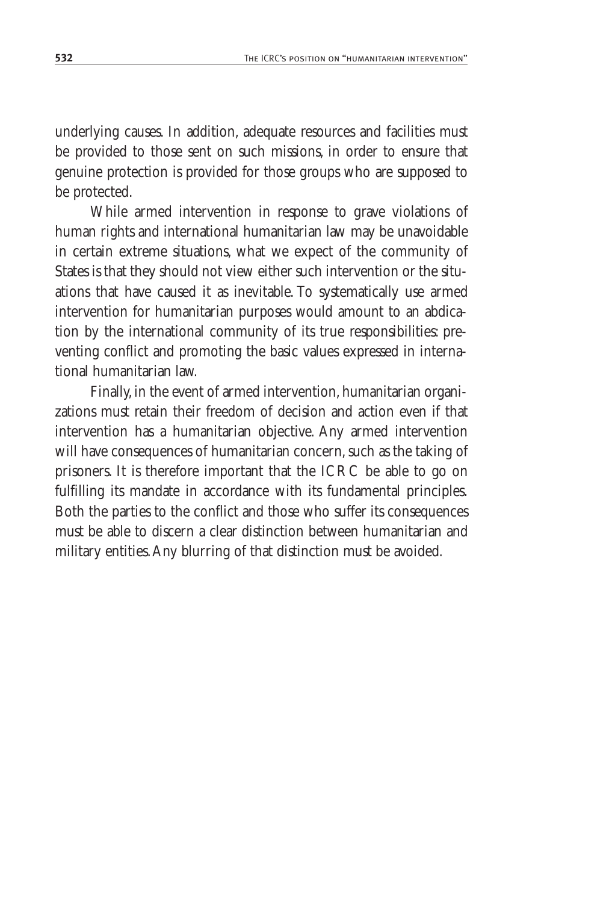underlying causes. In addition, adequate resources and facilities must be provided to those sent on such missions, in order to ensure that genuine protection is provided for those groups who are supposed to be protected.

While armed intervention in response to grave violations of human rights and international humanitarian law may be unavoidable in certain extreme situations, what we expect of the community of States is that they should not view either such intervention or the situations that have caused it as inevitable. To systematically use armed intervention for humanitarian purposes would amount to an abdication by the international community of its true responsibilities: preventing conflict and promoting the basic values expressed in international humanitarian law.

Finally, in the event of armed intervention, humanitarian organizations must retain their freedom of decision and action even if that intervention has a humanitarian objective. Any armed intervention will have consequences of humanitarian concern, such as the taking of prisoners. It is therefore important that the ICRC be able to go on fulfilling its mandate in accordance with its fundamental principles. Both the parties to the conflict and those who suffer its consequences must be able to discern a clear distinction between humanitarian and military entities. Any blurring of that distinction must be avoided.